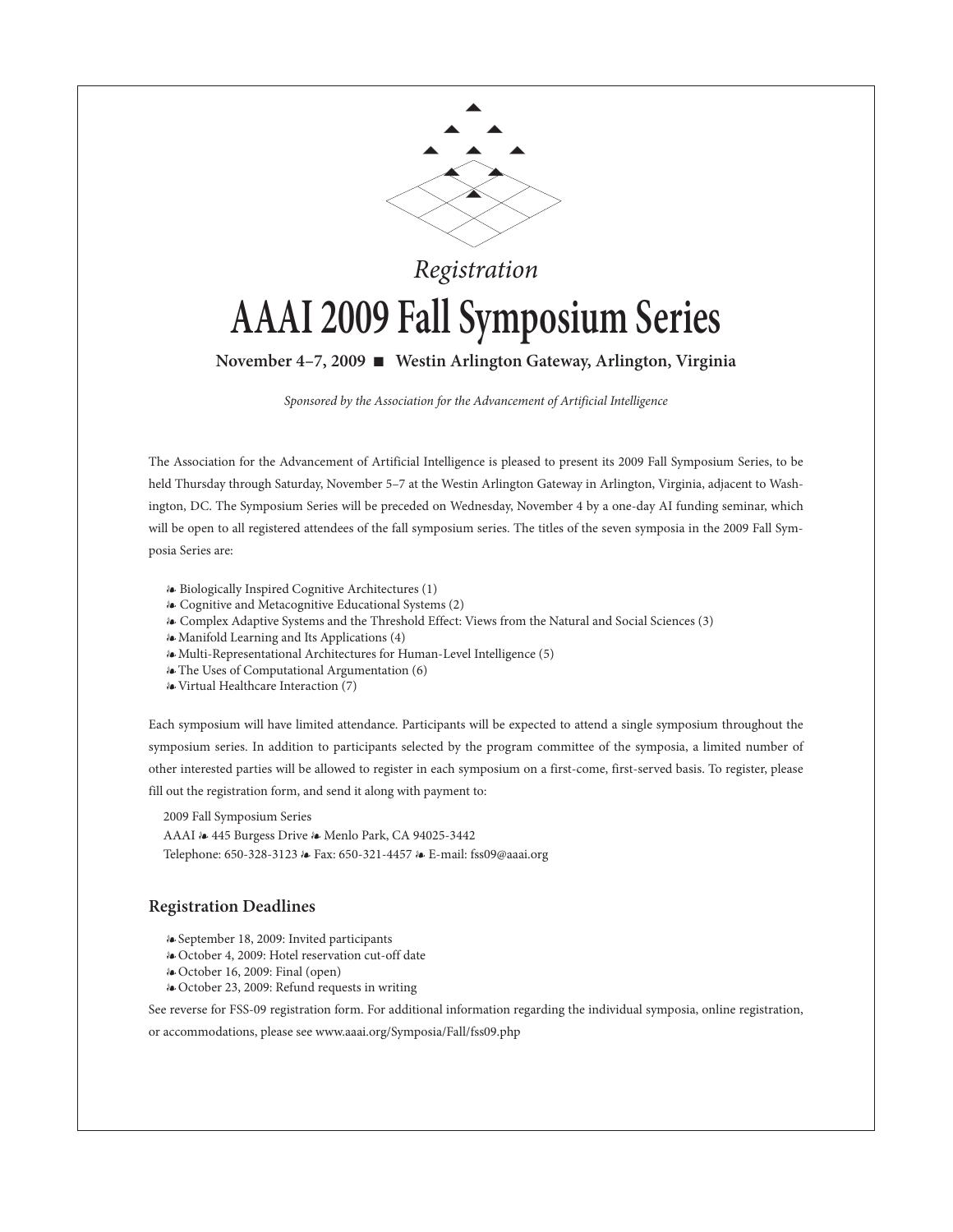*Registration*

# AAAI 2009 Fall Symposium Series

**November 4–7, 2009 ■ Westin Arlington Gateway, Arlington, Virginia**

*Sponsored by the Association for the Advancement of Artificial Intelligence*

The Association for the Advancement of Artificial Intelligence is pleased to present its 2009 Fall Symposium Series, to be held Thursday through Saturday, November 5–7 at the Westin Arlington Gateway in Arlington, Virginia, adjacent to Washington, DC. The Symposium Series will be preceded on Wednesday, November 4 by a one-day AI funding seminar, which will be open to all registered attendees of the fall symposium series. The titles of the seven symposia in the 2009 Fall Symposia Series are:

- Biologically Inspired Cognitive Architectures (1)
- Cognitive and Metacognitive Educational Systems (2)
- Complex Adaptive Systems and the Threshold Effect: Views from the Natural and Social Sciences (3)
- Manifold Learning and Its Applications (4)
- Multi-Representational Architectures for Human-Level Intelligence (5)
- The Uses of Computational Argumentation (6)
- Virtual Healthcare Interaction (7)

Each symposium will have limited attendance. Participants will be expected to attend a single symposium throughout the symposium series. In addition to participants selected by the program committee of the symposia, a limited number of other interested parties will be allowed to register in each symposium on a first-come, first-served basis. To register, please fill out the registration form, and send it along with payment to:

2009 Fall Symposium Series
AAAI ❧ 445 Burgess Drive ❧ Menlo Park, CA 94025-3442
Telephone: 650-328-3123 ❧ Fax: 650-321-4457 ❧ E-mail: fss09@aaai.org

## Registration Deadlines

- September 18, 2009: Invited participants
- October 4, 2009: Hotel reservation cut-off date
- October 16, 2009: Final (open)
- October 23, 2009: Refund requests in writing

See reverse for FSS-09 registration form. For additional information regarding the individual symposia, online registration, or accommodations, please see www.aaai.org/Symposia/Fall/fss09.php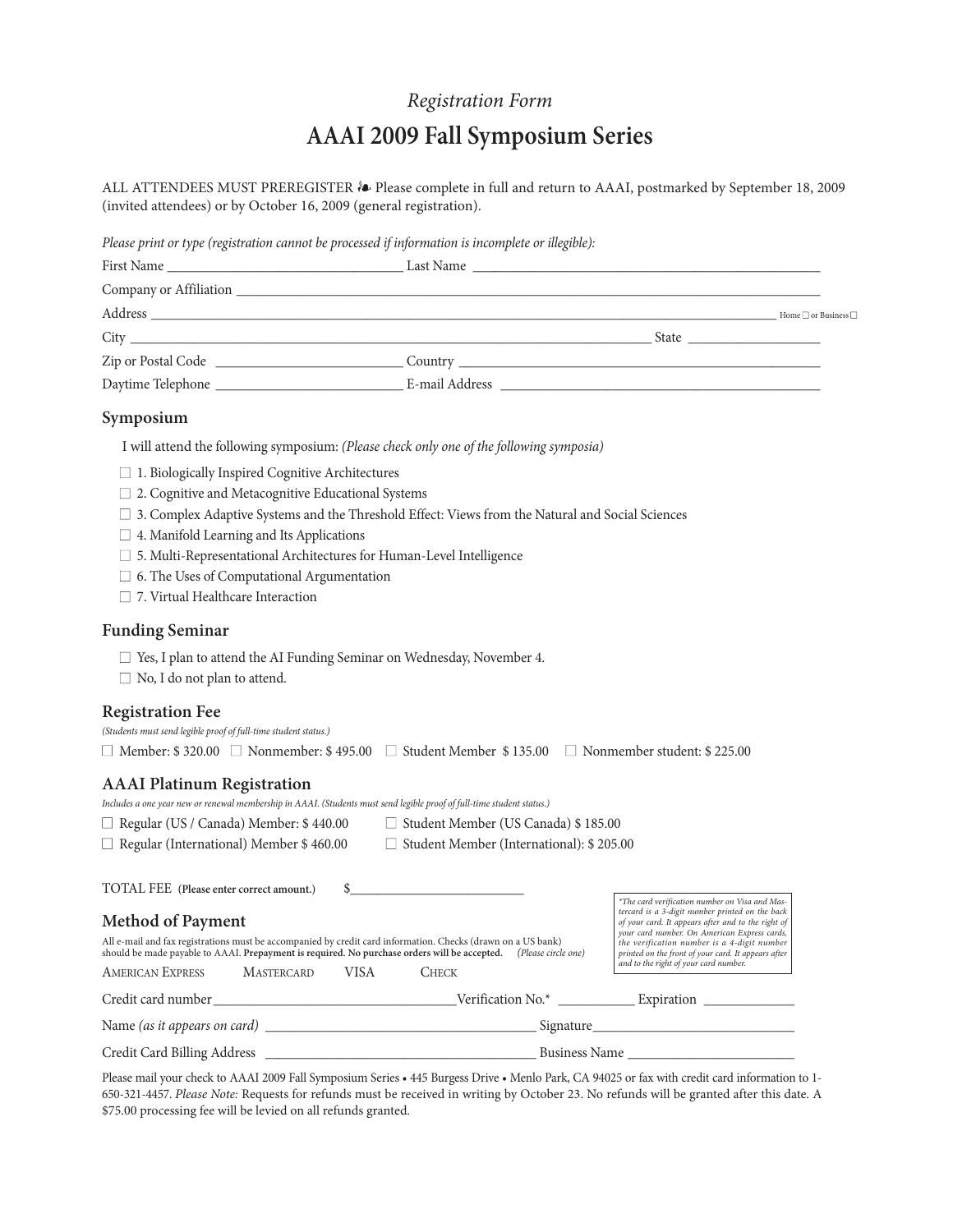*Registration Form*

# AAAI 2009 Fall Symposium Series

ALL ATTENDEES MUST PREREGISTER ❧ Please complete in full and return to AAAI, postmarked by September 18, 2009 (invited attendees) or by October 16, 2009 (general registration).

*Please print or type (registration cannot be processed if information is incomplete or illegible):*

First Name ______________________________ Last Name ______________________________

Company or Affiliation ______________________________

Address ______________________________ Home ☐ or Business ☐

City ______________________________ State ______________

Zip or Postal Code ______________ Country ______________________________

Daytime Telephone ______________ E-mail Address ______________________________

## Symposium

I will attend the following symposium: *(Please check only one of the following symposia)*

- ☐ 1. Biologically Inspired Cognitive Architectures
- ☐ 2. Cognitive and Metacognitive Educational Systems
- ☐ 3. Complex Adaptive Systems and the Threshold Effect: Views from the Natural and Social Sciences
- ☐ 4. Manifold Learning and Its Applications
- ☐ 5. Multi-Representational Architectures for Human-Level Intelligence
- ☐ 6. The Uses of Computational Argumentation
- ☐ 7. Virtual Healthcare Interaction

## Funding Seminar

- ☐ Yes, I plan to attend the AI Funding Seminar on Wednesday, November 4.
- ☐ No, I do not plan to attend.

## Registration Fee

*(Students must send legible proof of full-time student status.)*

☐ Member: $ 320.00 ☐ Nonmember: $ 495.00 ☐ Student Member $ 135.00 ☐ Nonmember student: $ 225.00

## AAAI Platinum Registration

*Includes a one year new or renewal membership in AAAI. (Students must send legible proof of full-time student status.)*

☐ Regular (US / Canada) Member: $ 440.00 ☐ Student Member (US Canada) $ 185.00

☐ Regular (International) Member $ 460.00 ☐ Student Member (International): $ 205.00

TOTAL FEE **(Please enter correct amount.)** $______________

## Method of Payment

All e-mail and fax registrations must be accompanied by credit card information. Checks (drawn on a US bank) should be made payable to AAAI. **Prepayment is required. No purchase orders will be accepted.** *(Please circle one)*

AMERICAN EXPRESS MASTERCARD VISA CHECK

*\*The card verification number on Visa and Mastercard is a 3-digit number printed on the back of your card. It appears after and to the right of your card number. On American Express cards, the verification number is a 4-digit number printed on the front of your card. It appears after and to the right of your card number.*

Credit card number______________________ Verification No.* __________ Expiration __________

Name *(as it appears on card)* ______________________ Signature______________________

Credit Card Billing Address ______________________ Business Name ______________________

Please mail your check to AAAI 2009 Fall Symposium Series • 445 Burgess Drive • Menlo Park, CA 94025 or fax with credit card information to 1-650-321-4457. *Please Note:* Requests for refunds must be received in writing by October 23. No refunds will be granted after this date. A $75.00 processing fee will be levied on all refunds granted.